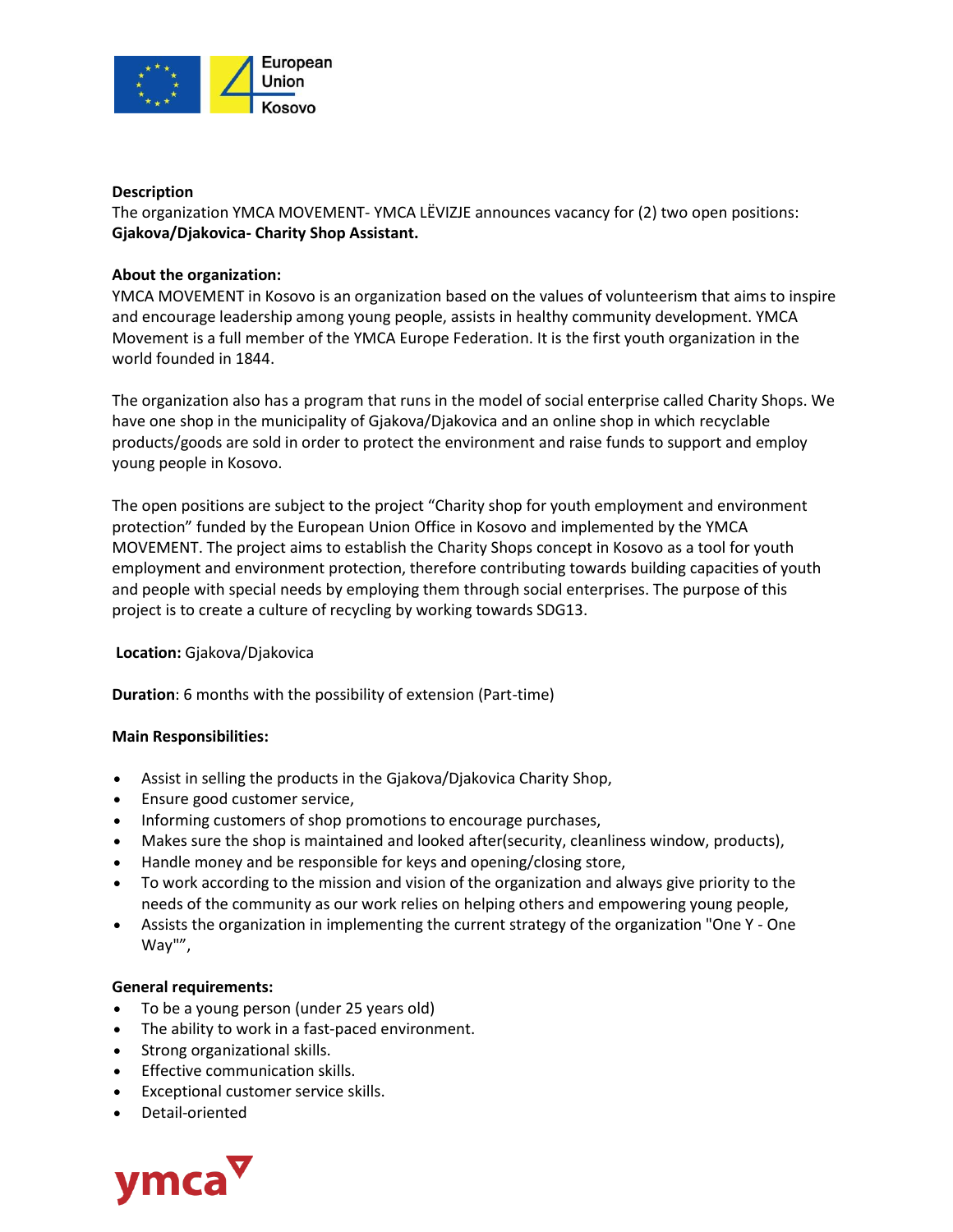**Description**

The organization YMCA MOVEMENT- YMCA LËVIZJE announces vacancy for (2) two open positions: **Gjakova/Djakovica- Charity Shop Assistant.**

**About the organization:**

YMCA MOVEMENT in Kosovo is an organization based on the values of volunteerism that aims to inspire and encourage leadership among young people, assists in healthy community development. YMCA Movement is a full member of the YMCA Europe Federation. It is the first youth organization in the world founded in 1844.

The organization also has a program that runs in the model of social enterprise called Charity Shops. We have one shop in the municipality of Gjakova/Djakovica and an online shop in which recyclable products/goods are sold in order to protect the environment and raise funds to support and employ young people in Kosovo.

The open positions are subject to the project "Charity shop for youth employment and environment protection" funded by the European Union Office in Kosovo and implemented by the YMCA MOVEMENT. The project aims to establish the Charity Shops concept in Kosovo as a tool for youth employment and environment protection, therefore contributing towards building capacities of youth and people with special needs by employing them through social enterprises. The purpose of this project is to create a culture of recycling by working towards SDG13.

**Location:** Gjakova/Djakovica

**Duration**: 6 months with the possibility of extension (Part-time)

**Main Responsibilities:**

- Assist in selling the products in the Gjakova/Djakovica Charity Shop,
- Ensure good customer service,
- Informing customers of shop promotions to encourage purchases,
- Makes sure the shop is maintained and looked after(security, cleanliness window, products),
- Handle money and be responsible for keys and opening/closing store,
- To work according to the mission and vision of the organization and always give priority to the needs of the community as our work relies on helping others and empowering young people,
- Assists the organization in implementing the current strategy of the organization "One Y - One Way"",

**General requirements:**

- To be a young person (under 25 years old)
- The ability to work in a fast-paced environment.
- Strong organizational skills.
- Effective communication skills.
- Exceptional customer service skills.
- Detail-oriented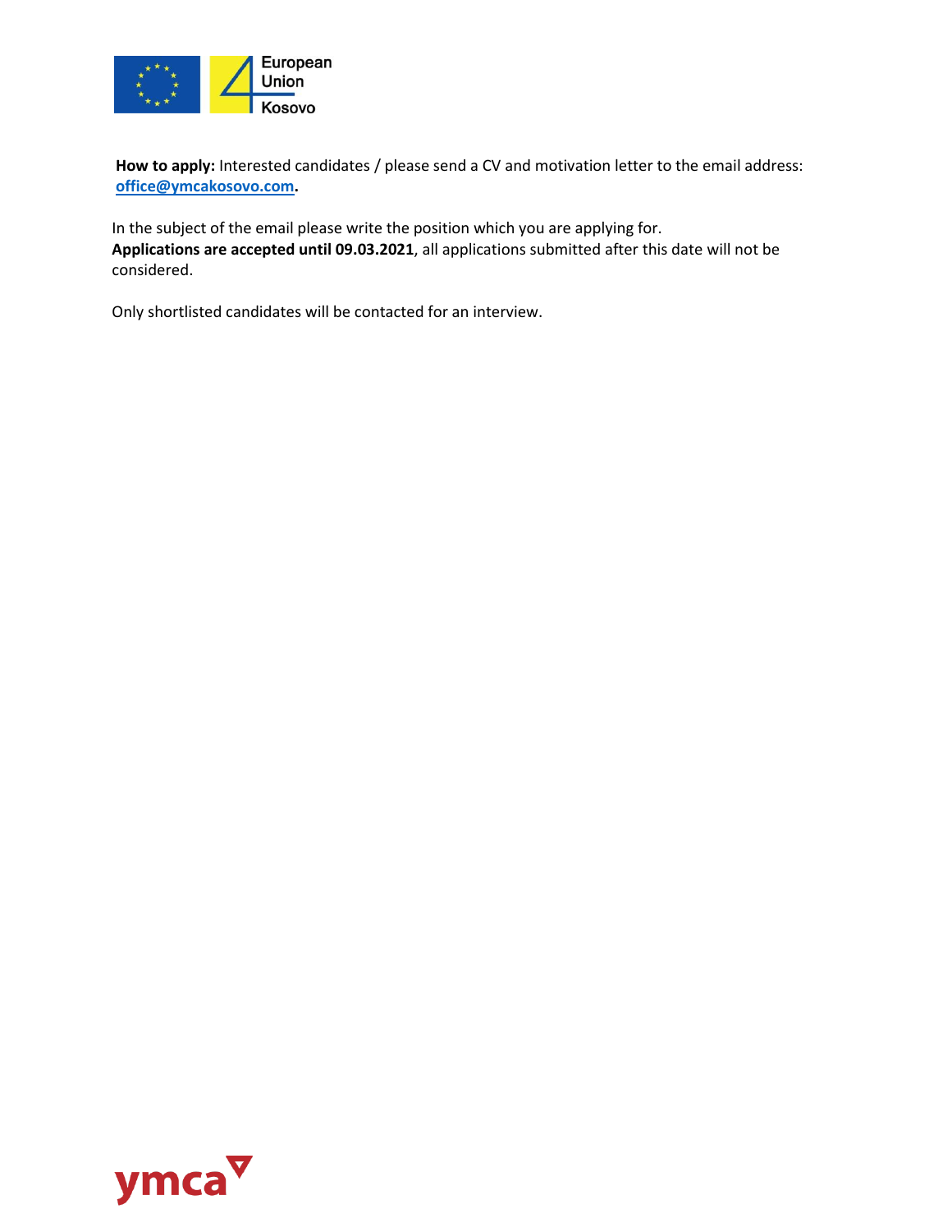**How to apply:** Interested candidates / please send a CV and motivation letter to the email address: **office@ymcakosovo.com**.

In the subject of the email please write the position which you are applying for.
**Applications are accepted until 09.03.2021**, all applications submitted after this date will not be considered.

Only shortlisted candidates will be contacted for an interview.